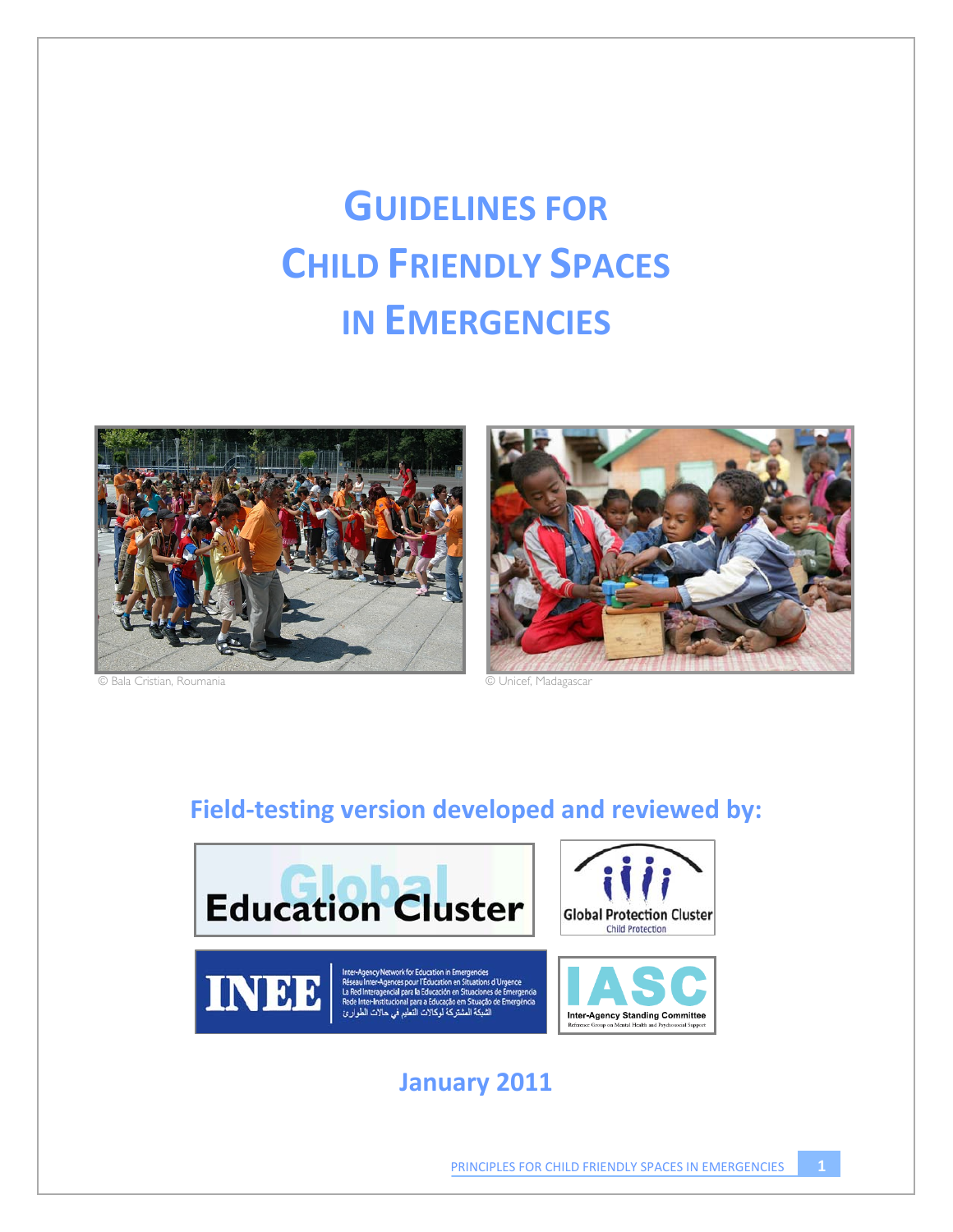# GUIDELINES FOR CHILD FRIENDLY SPACES IN EMERGENCIES

© Bala Cristian, Roumania

© Unicef, Madagascar

## Field-testing version developed and reviewed by:

Global Education Cluster

Global Protection Cluster
Child Protection

INEE
Inter-Agency Network for Education in Emergencies
Réseau Inter-Agences pour l'Éducation en Situations d'Urgence
La Red Interagencial para la Educación en Situaciones de Emergencia
Rede Inter-Institucional para a Educação em Situação de Emergência
الشبكة المشتركة لوكالات التعليم في حالات الطوارئ

IASC
Inter-Agency Standing Committee
Reference Group on Mental Health and Psychosocial Support

## January 2011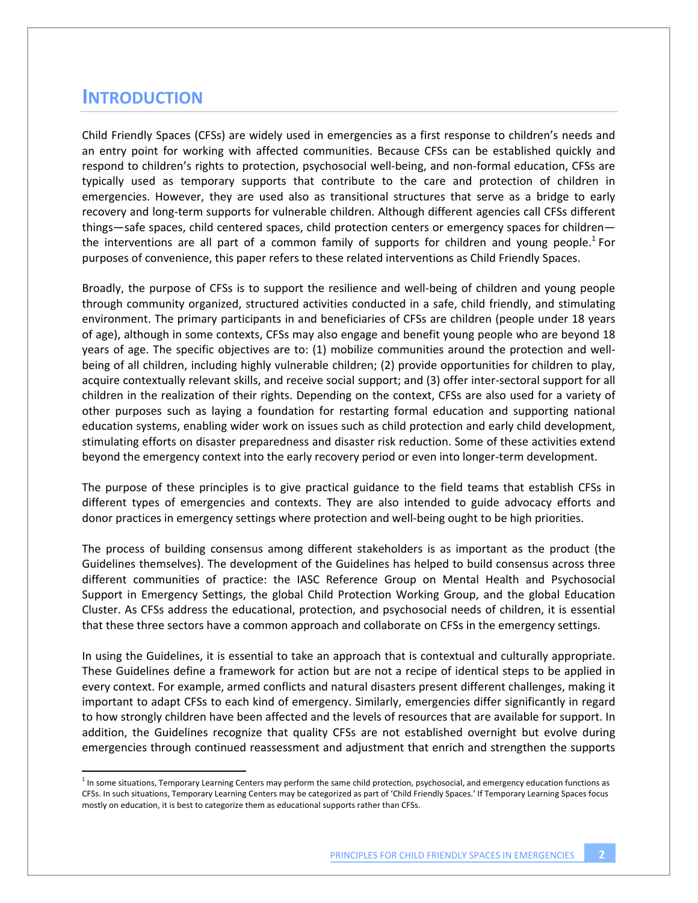# INTRODUCTION

Child Friendly Spaces (CFSs) are widely used in emergencies as a first response to children's needs and an entry point for working with affected communities. Because CFSs can be established quickly and respond to children's rights to protection, psychosocial well-being, and non-formal education, CFSs are typically used as temporary supports that contribute to the care and protection of children in emergencies. However, they are used also as transitional structures that serve as a bridge to early recovery and long-term supports for vulnerable children. Although different agencies call CFSs different things—safe spaces, child centered spaces, child protection centers or emergency spaces for children—the interventions are all part of a common family of supports for children and young people.[1] For purposes of convenience, this paper refers to these related interventions as Child Friendly Spaces.

Broadly, the purpose of CFSs is to support the resilience and well-being of children and young people through community organized, structured activities conducted in a safe, child friendly, and stimulating environment. The primary participants in and beneficiaries of CFSs are children (people under 18 years of age), although in some contexts, CFSs may also engage and benefit young people who are beyond 18 years of age. The specific objectives are to: (1) mobilize communities around the protection and well-being of all children, including highly vulnerable children; (2) provide opportunities for children to play, acquire contextually relevant skills, and receive social support; and (3) offer inter-sectoral support for all children in the realization of their rights. Depending on the context, CFSs are also used for a variety of other purposes such as laying a foundation for restarting formal education and supporting national education systems, enabling wider work on issues such as child protection and early child development, stimulating efforts on disaster preparedness and disaster risk reduction. Some of these activities extend beyond the emergency context into the early recovery period or even into longer-term development.

The purpose of these principles is to give practical guidance to the field teams that establish CFSs in different types of emergencies and contexts. They are also intended to guide advocacy efforts and donor practices in emergency settings where protection and well-being ought to be high priorities.

The process of building consensus among different stakeholders is as important as the product (the Guidelines themselves). The development of the Guidelines has helped to build consensus across three different communities of practice: the IASC Reference Group on Mental Health and Psychosocial Support in Emergency Settings, the global Child Protection Working Group, and the global Education Cluster. As CFSs address the educational, protection, and psychosocial needs of children, it is essential that these three sectors have a common approach and collaborate on CFSs in the emergency settings.

In using the Guidelines, it is essential to take an approach that is contextual and culturally appropriate. These Guidelines define a framework for action but are not a recipe of identical steps to be applied in every context. For example, armed conflicts and natural disasters present different challenges, making it important to adapt CFSs to each kind of emergency. Similarly, emergencies differ significantly in regard to how strongly children have been affected and the levels of resources that are available for support. In addition, the Guidelines recognize that quality CFSs are not established overnight but evolve during emergencies through continued reassessment and adjustment that enrich and strengthen the supports

[1] In some situations, Temporary Learning Centers may perform the same child protection, psychosocial, and emergency education functions as CFSs. In such situations, Temporary Learning Centers may be categorized as part of 'Child Friendly Spaces.' If Temporary Learning Spaces focus mostly on education, it is best to categorize them as educational supports rather than CFSs.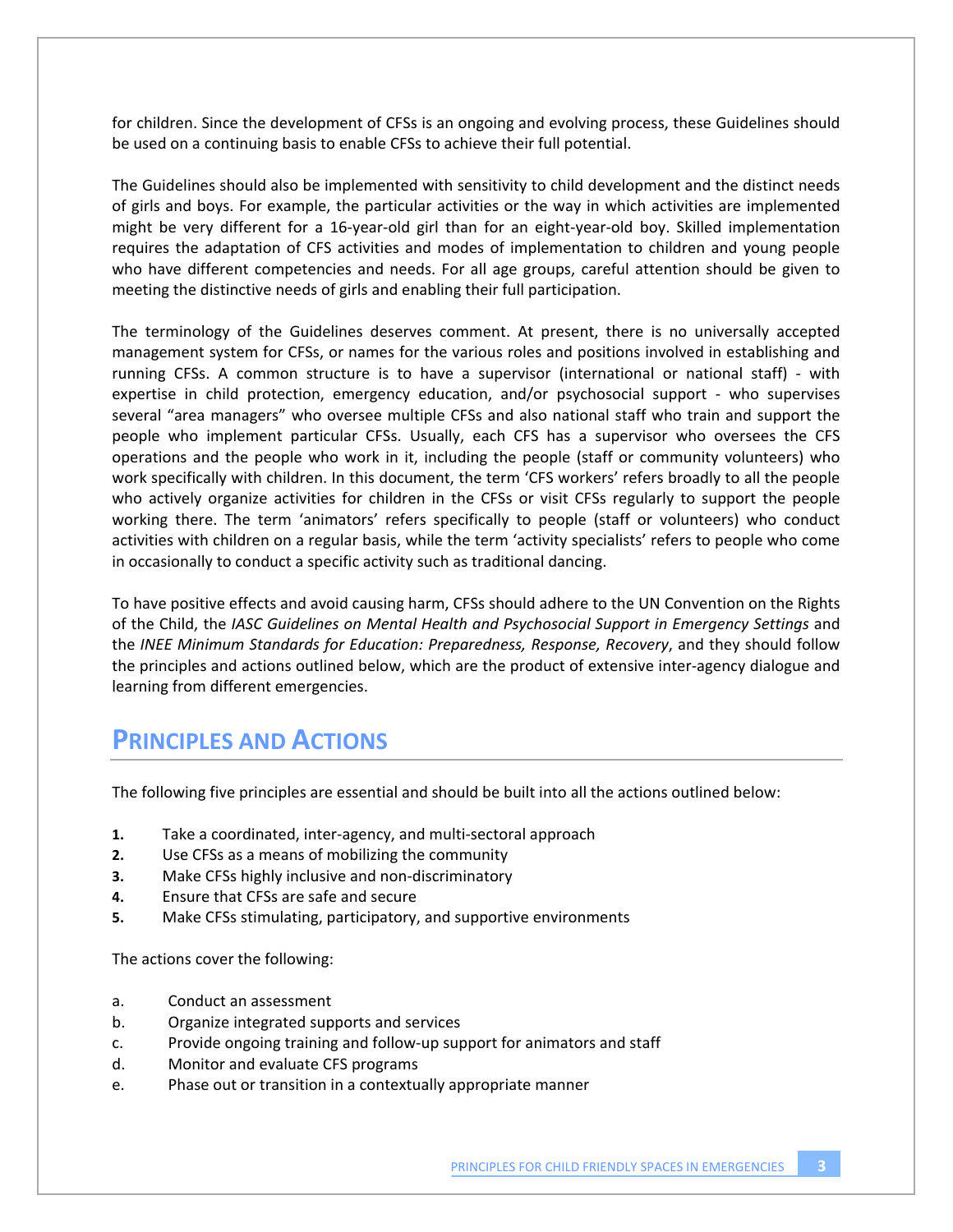for children. Since the development of CFSs is an ongoing and evolving process, these Guidelines should be used on a continuing basis to enable CFSs to achieve their full potential.

The Guidelines should also be implemented with sensitivity to child development and the distinct needs of girls and boys. For example, the particular activities or the way in which activities are implemented might be very different for a 16-year-old girl than for an eight-year-old boy. Skilled implementation requires the adaptation of CFS activities and modes of implementation to children and young people who have different competencies and needs. For all age groups, careful attention should be given to meeting the distinctive needs of girls and enabling their full participation.

The terminology of the Guidelines deserves comment. At present, there is no universally accepted management system for CFSs, or names for the various roles and positions involved in establishing and running CFSs. A common structure is to have a supervisor (international or national staff) - with expertise in child protection, emergency education, and/or psychosocial support - who supervises several "area managers" who oversee multiple CFSs and also national staff who train and support the people who implement particular CFSs. Usually, each CFS has a supervisor who oversees the CFS operations and the people who work in it, including the people (staff or community volunteers) who work specifically with children. In this document, the term 'CFS workers' refers broadly to all the people who actively organize activities for children in the CFSs or visit CFSs regularly to support the people working there. The term 'animators' refers specifically to people (staff or volunteers) who conduct activities with children on a regular basis, while the term 'activity specialists' refers to people who come in occasionally to conduct a specific activity such as traditional dancing.

To have positive effects and avoid causing harm, CFSs should adhere to the UN Convention on the Rights of the Child, the *IASC Guidelines on Mental Health and Psychosocial Support in Emergency Settings* and the *INEE Minimum Standards for Education: Preparedness, Response, Recovery*, and they should follow the principles and actions outlined below, which are the product of extensive inter-agency dialogue and learning from different emergencies.

## Principles and Actions

The following five principles are essential and should be built into all the actions outlined below:

1. Take a coordinated, inter-agency, and multi-sectoral approach
2. Use CFSs as a means of mobilizing the community
3. Make CFSs highly inclusive and non-discriminatory
4. Ensure that CFSs are safe and secure
5. Make CFSs stimulating, participatory, and supportive environments

The actions cover the following:

a. Conduct an assessment
b. Organize integrated supports and services
c. Provide ongoing training and follow-up support for animators and staff
d. Monitor and evaluate CFS programs
e. Phase out or transition in a contextually appropriate manner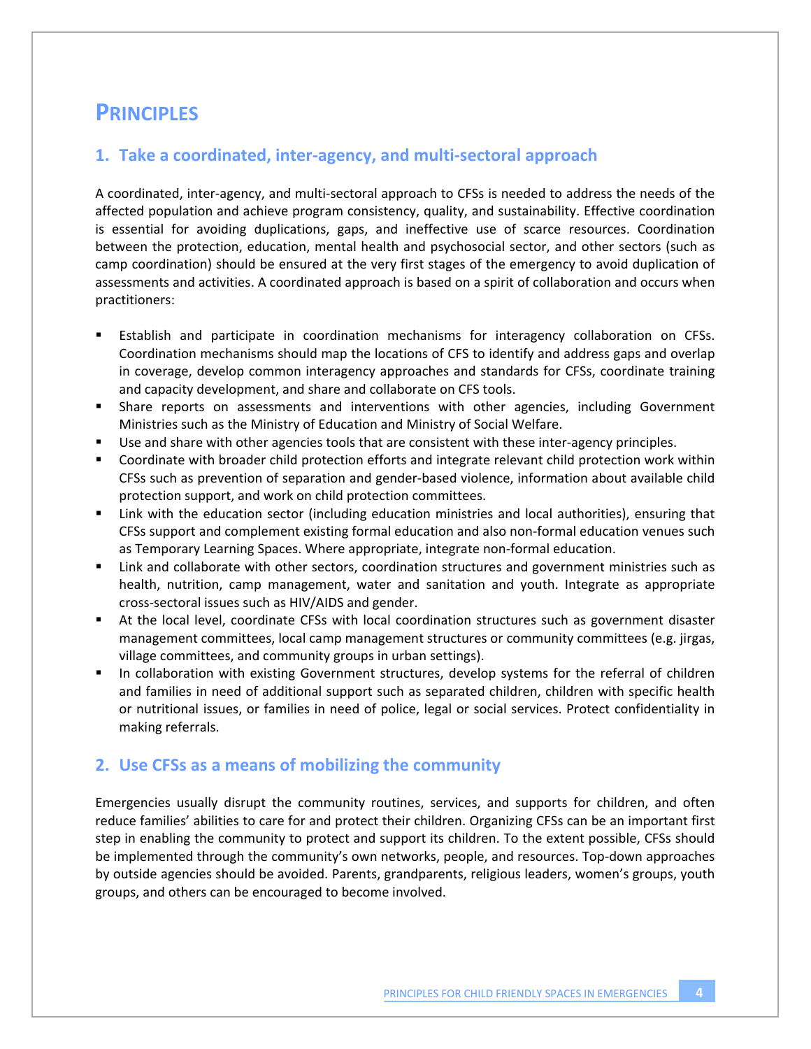# PRINCIPLES

## 1. Take a coordinated, inter-agency, and multi-sectoral approach

A coordinated, inter-agency, and multi-sectoral approach to CFSs is needed to address the needs of the affected population and achieve program consistency, quality, and sustainability. Effective coordination is essential for avoiding duplications, gaps, and ineffective use of scarce resources. Coordination between the protection, education, mental health and psychosocial sector, and other sectors (such as camp coordination) should be ensured at the very first stages of the emergency to avoid duplication of assessments and activities. A coordinated approach is based on a spirit of collaboration and occurs when practitioners:

- Establish and participate in coordination mechanisms for interagency collaboration on CFSs. Coordination mechanisms should map the locations of CFS to identify and address gaps and overlap in coverage, develop common interagency approaches and standards for CFSs, coordinate training and capacity development, and share and collaborate on CFS tools.
- Share reports on assessments and interventions with other agencies, including Government Ministries such as the Ministry of Education and Ministry of Social Welfare.
- Use and share with other agencies tools that are consistent with these inter-agency principles.
- Coordinate with broader child protection efforts and integrate relevant child protection work within CFSs such as prevention of separation and gender-based violence, information about available child protection support, and work on child protection committees.
- Link with the education sector (including education ministries and local authorities), ensuring that CFSs support and complement existing formal education and also non-formal education venues such as Temporary Learning Spaces. Where appropriate, integrate non-formal education.
- Link and collaborate with other sectors, coordination structures and government ministries such as health, nutrition, camp management, water and sanitation and youth. Integrate as appropriate cross-sectoral issues such as HIV/AIDS and gender.
- At the local level, coordinate CFSs with local coordination structures such as government disaster management committees, local camp management structures or community committees (e.g. jirgas, village committees, and community groups in urban settings).
- In collaboration with existing Government structures, develop systems for the referral of children and families in need of additional support such as separated children, children with specific health or nutritional issues, or families in need of police, legal or social services. Protect confidentiality in making referrals.

## 2. Use CFSs as a means of mobilizing the community

Emergencies usually disrupt the community routines, services, and supports for children, and often reduce families' abilities to care for and protect their children. Organizing CFSs can be an important first step in enabling the community to protect and support its children. To the extent possible, CFSs should be implemented through the community's own networks, people, and resources. Top-down approaches by outside agencies should be avoided. Parents, grandparents, religious leaders, women's groups, youth groups, and others can be encouraged to become involved.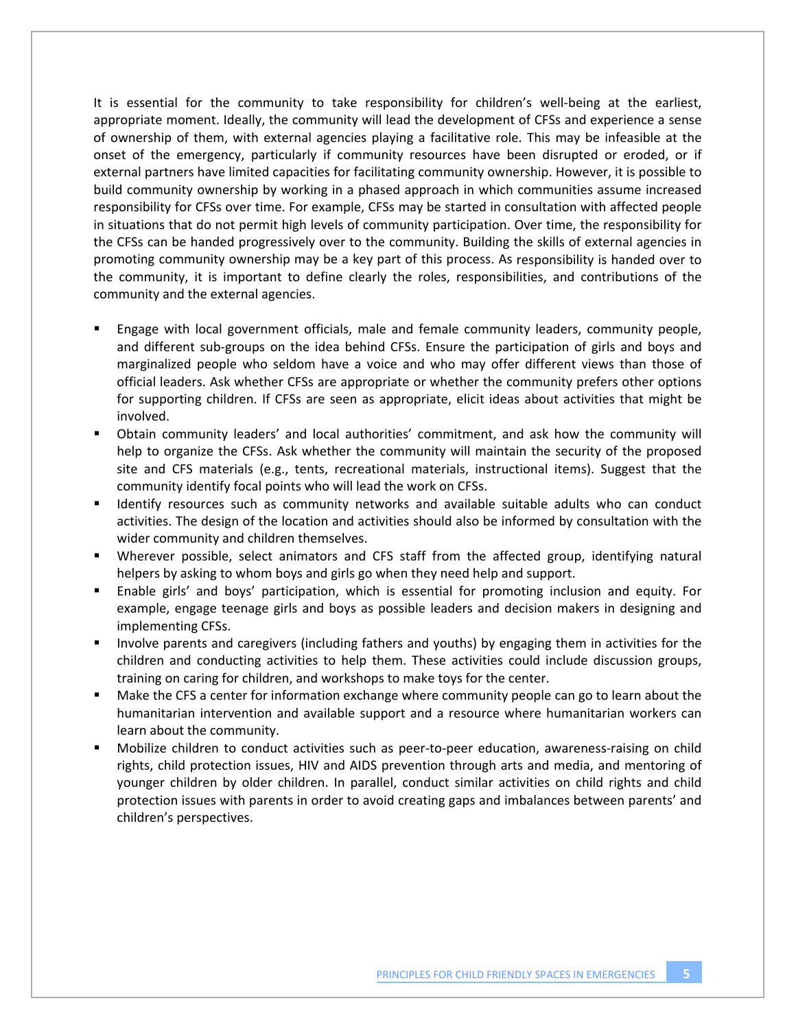It is essential for the community to take responsibility for children's well-being at the earliest, appropriate moment. Ideally, the community will lead the development of CFSs and experience a sense of ownership of them, with external agencies playing a facilitative role. This may be infeasible at the onset of the emergency, particularly if community resources have been disrupted or eroded, or if external partners have limited capacities for facilitating community ownership. However, it is possible to build community ownership by working in a phased approach in which communities assume increased responsibility for CFSs over time. For example, CFSs may be started in consultation with affected people in situations that do not permit high levels of community participation. Over time, the responsibility for the CFSs can be handed progressively over to the community. Building the skills of external agencies in promoting community ownership may be a key part of this process. As responsibility is handed over to the community, it is important to define clearly the roles, responsibilities, and contributions of the community and the external agencies.

- Engage with local government officials, male and female community leaders, community people, and different sub-groups on the idea behind CFSs. Ensure the participation of girls and boys and marginalized people who seldom have a voice and who may offer different views than those of official leaders. Ask whether CFSs are appropriate or whether the community prefers other options for supporting children. If CFSs are seen as appropriate, elicit ideas about activities that might be involved.
- Obtain community leaders' and local authorities' commitment, and ask how the community will help to organize the CFSs. Ask whether the community will maintain the security of the proposed site and CFS materials (e.g., tents, recreational materials, instructional items). Suggest that the community identify focal points who will lead the work on CFSs.
- Identify resources such as community networks and available suitable adults who can conduct activities. The design of the location and activities should also be informed by consultation with the wider community and children themselves.
- Wherever possible, select animators and CFS staff from the affected group, identifying natural helpers by asking to whom boys and girls go when they need help and support.
- Enable girls' and boys' participation, which is essential for promoting inclusion and equity. For example, engage teenage girls and boys as possible leaders and decision makers in designing and implementing CFSs.
- Involve parents and caregivers (including fathers and youths) by engaging them in activities for the children and conducting activities to help them. These activities could include discussion groups, training on caring for children, and workshops to make toys for the center.
- Make the CFS a center for information exchange where community people can go to learn about the humanitarian intervention and available support and a resource where humanitarian workers can learn about the community.
- Mobilize children to conduct activities such as peer-to-peer education, awareness-raising on child rights, child protection issues, HIV and AIDS prevention through arts and media, and mentoring of younger children by older children. In parallel, conduct similar activities on child rights and child protection issues with parents in order to avoid creating gaps and imbalances between parents' and children's perspectives.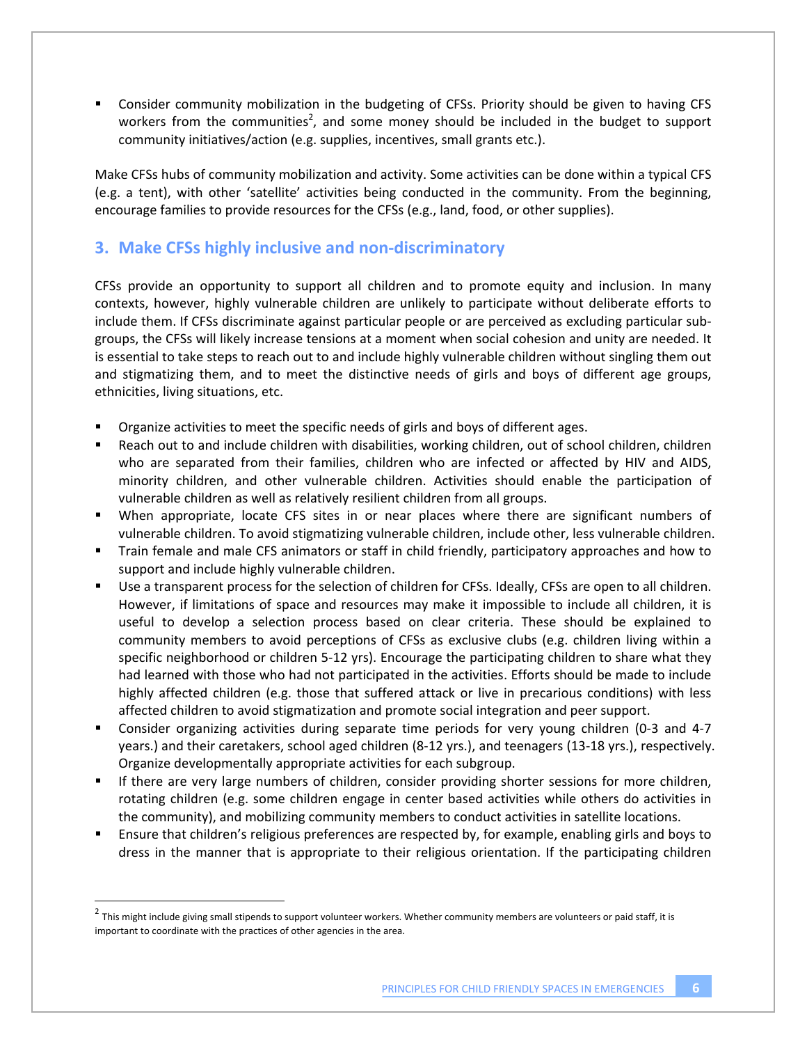- Consider community mobilization in the budgeting of CFSs. Priority should be given to having CFS workers from the communities[2], and some money should be included in the budget to support community initiatives/action (e.g. supplies, incentives, small grants etc.).

Make CFSs hubs of community mobilization and activity. Some activities can be done within a typical CFS (e.g. a tent), with other 'satellite' activities being conducted in the community. From the beginning, encourage families to provide resources for the CFSs (e.g., land, food, or other supplies).

## 3. Make CFSs highly inclusive and non-discriminatory

CFSs provide an opportunity to support all children and to promote equity and inclusion. In many contexts, however, highly vulnerable children are unlikely to participate without deliberate efforts to include them. If CFSs discriminate against particular people or are perceived as excluding particular sub-groups, the CFSs will likely increase tensions at a moment when social cohesion and unity are needed. It is essential to take steps to reach out to and include highly vulnerable children without singling them out and stigmatizing them, and to meet the distinctive needs of girls and boys of different age groups, ethnicities, living situations, etc.

- Organize activities to meet the specific needs of girls and boys of different ages.
- Reach out to and include children with disabilities, working children, out of school children, children who are separated from their families, children who are infected or affected by HIV and AIDS, minority children, and other vulnerable children. Activities should enable the participation of vulnerable children as well as relatively resilient children from all groups.
- When appropriate, locate CFS sites in or near places where there are significant numbers of vulnerable children. To avoid stigmatizing vulnerable children, include other, less vulnerable children.
- Train female and male CFS animators or staff in child friendly, participatory approaches and how to support and include highly vulnerable children.
- Use a transparent process for the selection of children for CFSs. Ideally, CFSs are open to all children. However, if limitations of space and resources may make it impossible to include all children, it is useful to develop a selection process based on clear criteria. These should be explained to community members to avoid perceptions of CFSs as exclusive clubs (e.g. children living within a specific neighborhood or children 5-12 yrs). Encourage the participating children to share what they had learned with those who had not participated in the activities. Efforts should be made to include highly affected children (e.g. those that suffered attack or live in precarious conditions) with less affected children to avoid stigmatization and promote social integration and peer support.
- Consider organizing activities during separate time periods for very young children (0-3 and 4-7 years.) and their caretakers, school aged children (8-12 yrs.), and teenagers (13-18 yrs.), respectively. Organize developmentally appropriate activities for each subgroup.
- If there are very large numbers of children, consider providing shorter sessions for more children, rotating children (e.g. some children engage in center based activities while others do activities in the community), and mobilizing community members to conduct activities in satellite locations.
- Ensure that children's religious preferences are respected by, for example, enabling girls and boys to dress in the manner that is appropriate to their religious orientation. If the participating children

[2] This might include giving small stipends to support volunteer workers. Whether community members are volunteers or paid staff, it is important to coordinate with the practices of other agencies in the area.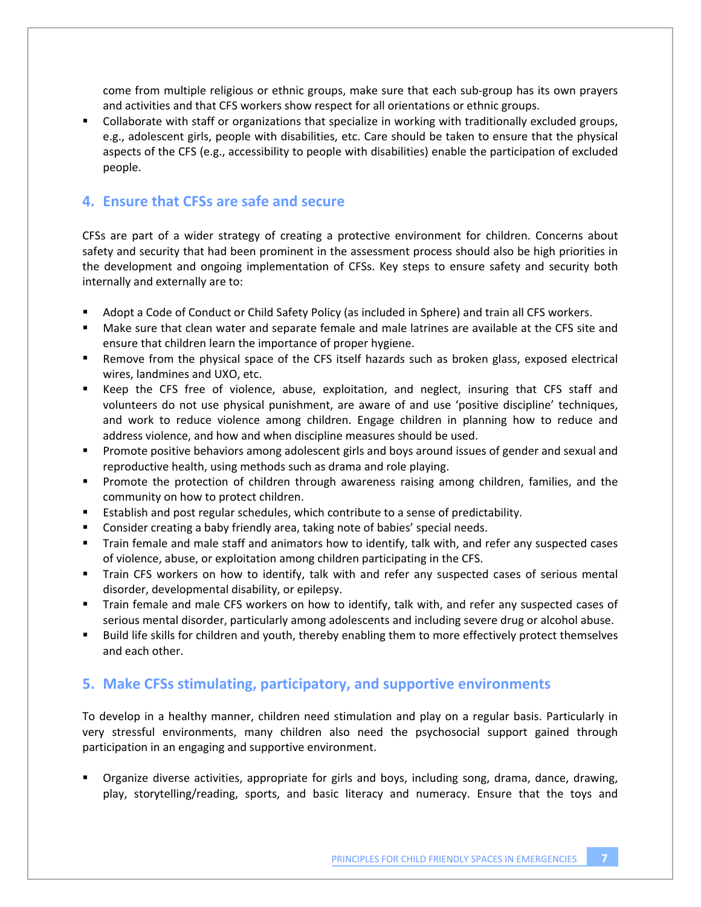come from multiple religious or ethnic groups, make sure that each sub-group has its own prayers and activities and that CFS workers show respect for all orientations or ethnic groups.

- Collaborate with staff or organizations that specialize in working with traditionally excluded groups, e.g., adolescent girls, people with disabilities, etc. Care should be taken to ensure that the physical aspects of the CFS (e.g., accessibility to people with disabilities) enable the participation of excluded people.

## 4. Ensure that CFSs are safe and secure

CFSs are part of a wider strategy of creating a protective environment for children. Concerns about safety and security that had been prominent in the assessment process should also be high priorities in the development and ongoing implementation of CFSs. Key steps to ensure safety and security both internally and externally are to:

- Adopt a Code of Conduct or Child Safety Policy (as included in Sphere) and train all CFS workers.
- Make sure that clean water and separate female and male latrines are available at the CFS site and ensure that children learn the importance of proper hygiene.
- Remove from the physical space of the CFS itself hazards such as broken glass, exposed electrical wires, landmines and UXO, etc.
- Keep the CFS free of violence, abuse, exploitation, and neglect, insuring that CFS staff and volunteers do not use physical punishment, are aware of and use 'positive discipline' techniques, and work to reduce violence among children. Engage children in planning how to reduce and address violence, and how and when discipline measures should be used.
- Promote positive behaviors among adolescent girls and boys around issues of gender and sexual and reproductive health, using methods such as drama and role playing.
- Promote the protection of children through awareness raising among children, families, and the community on how to protect children.
- Establish and post regular schedules, which contribute to a sense of predictability.
- Consider creating a baby friendly area, taking note of babies' special needs.
- Train female and male staff and animators how to identify, talk with, and refer any suspected cases of violence, abuse, or exploitation among children participating in the CFS.
- Train CFS workers on how to identify, talk with and refer any suspected cases of serious mental disorder, developmental disability, or epilepsy.
- Train female and male CFS workers on how to identify, talk with, and refer any suspected cases of serious mental disorder, particularly among adolescents and including severe drug or alcohol abuse.
- Build life skills for children and youth, thereby enabling them to more effectively protect themselves and each other.

## 5. Make CFSs stimulating, participatory, and supportive environments

To develop in a healthy manner, children need stimulation and play on a regular basis. Particularly in very stressful environments, many children also need the psychosocial support gained through participation in an engaging and supportive environment.

- Organize diverse activities, appropriate for girls and boys, including song, drama, dance, drawing, play, storytelling/reading, sports, and basic literacy and numeracy. Ensure that the toys and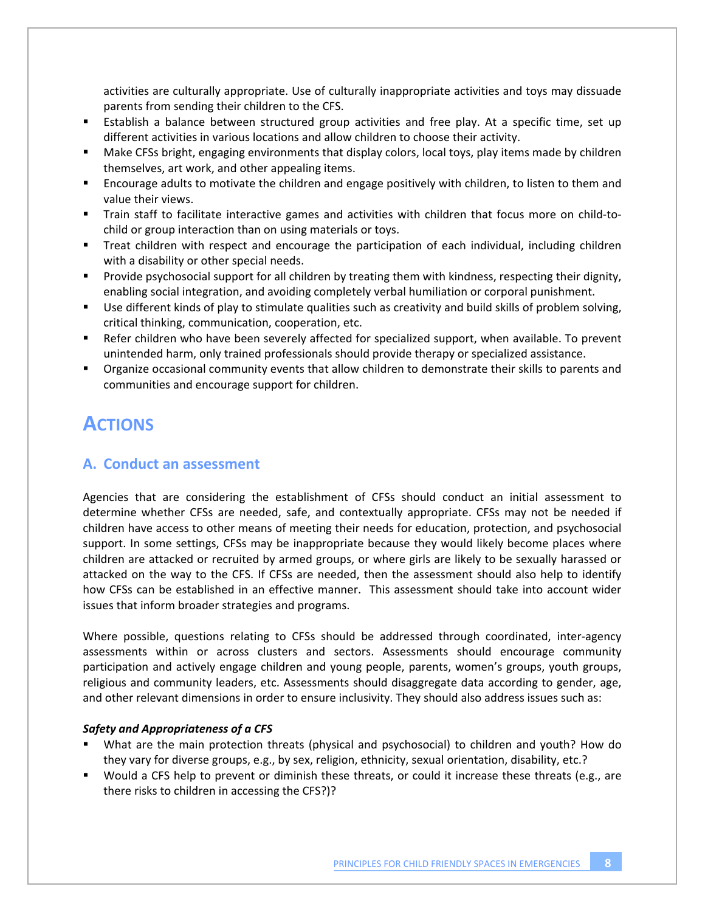activities are culturally appropriate. Use of culturally inappropriate activities and toys may dissuade parents from sending their children to the CFS.

- Establish a balance between structured group activities and free play. At a specific time, set up different activities in various locations and allow children to choose their activity.
- Make CFSs bright, engaging environments that display colors, local toys, play items made by children themselves, art work, and other appealing items.
- Encourage adults to motivate the children and engage positively with children, to listen to them and value their views.
- Train staff to facilitate interactive games and activities with children that focus more on child-to-child or group interaction than on using materials or toys.
- Treat children with respect and encourage the participation of each individual, including children with a disability or other special needs.
- Provide psychosocial support for all children by treating them with kindness, respecting their dignity, enabling social integration, and avoiding completely verbal humiliation or corporal punishment.
- Use different kinds of play to stimulate qualities such as creativity and build skills of problem solving, critical thinking, communication, cooperation, etc.
- Refer children who have been severely affected for specialized support, when available. To prevent unintended harm, only trained professionals should provide therapy or specialized assistance.
- Organize occasional community events that allow children to demonstrate their skills to parents and communities and encourage support for children.

# Actions

## A. Conduct an assessment

Agencies that are considering the establishment of CFSs should conduct an initial assessment to determine whether CFSs are needed, safe, and contextually appropriate. CFSs may not be needed if children have access to other means of meeting their needs for education, protection, and psychosocial support. In some settings, CFSs may be inappropriate because they would likely become places where children are attacked or recruited by armed groups, or where girls are likely to be sexually harassed or attacked on the way to the CFS. If CFSs are needed, then the assessment should also help to identify how CFSs can be established in an effective manner. This assessment should take into account wider issues that inform broader strategies and programs.

Where possible, questions relating to CFSs should be addressed through coordinated, inter-agency assessments within or across clusters and sectors. Assessments should encourage community participation and actively engage children and young people, parents, women's groups, youth groups, religious and community leaders, etc. Assessments should disaggregate data according to gender, age, and other relevant dimensions in order to ensure inclusivity. They should also address issues such as:

***Safety and Appropriateness of a CFS***

- What are the main protection threats (physical and psychosocial) to children and youth? How do they vary for diverse groups, e.g., by sex, religion, ethnicity, sexual orientation, disability, etc.?
- Would a CFS help to prevent or diminish these threats, or could it increase these threats (e.g., are there risks to children in accessing the CFS?)?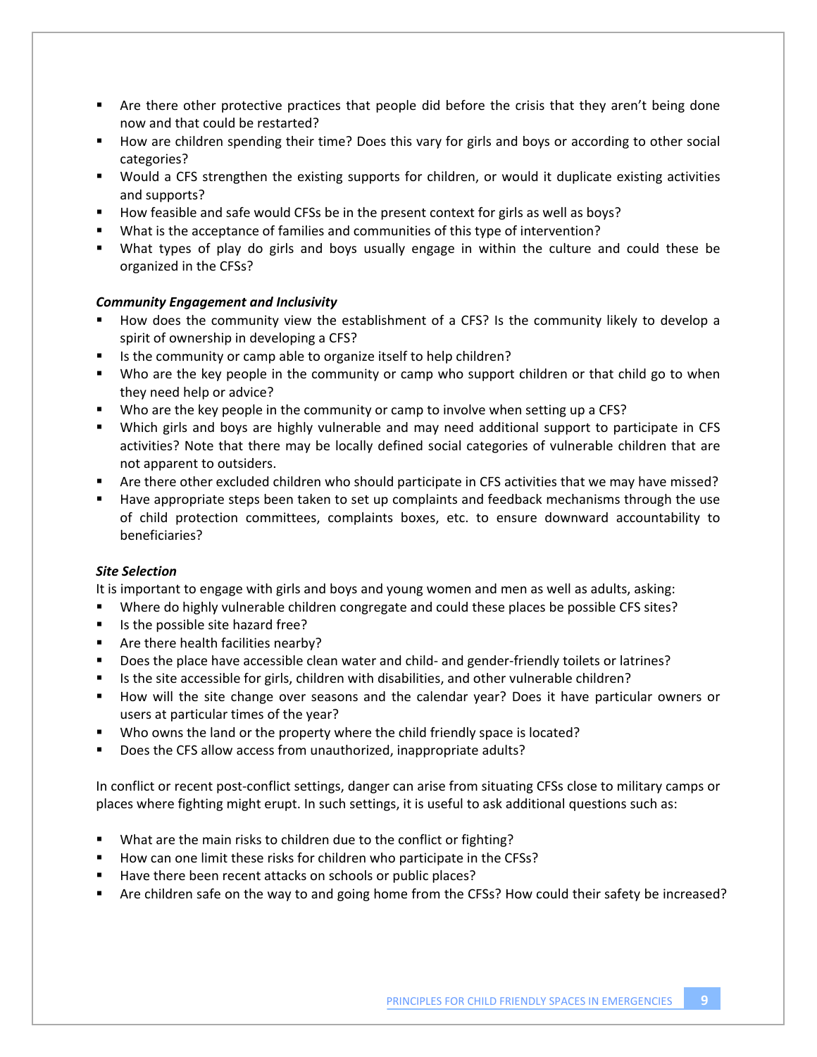- Are there other protective practices that people did before the crisis that they aren't being done now and that could be restarted?
- How are children spending their time? Does this vary for girls and boys or according to other social categories?
- Would a CFS strengthen the existing supports for children, or would it duplicate existing activities and supports?
- How feasible and safe would CFSs be in the present context for girls as well as boys?
- What is the acceptance of families and communities of this type of intervention?
- What types of play do girls and boys usually engage in within the culture and could these be organized in the CFSs?

***Community Engagement and Inclusivity***

- How does the community view the establishment of a CFS? Is the community likely to develop a spirit of ownership in developing a CFS?
- Is the community or camp able to organize itself to help children?
- Who are the key people in the community or camp who support children or that child go to when they need help or advice?
- Who are the key people in the community or camp to involve when setting up a CFS?
- Which girls and boys are highly vulnerable and may need additional support to participate in CFS activities? Note that there may be locally defined social categories of vulnerable children that are not apparent to outsiders.
- Are there other excluded children who should participate in CFS activities that we may have missed?
- Have appropriate steps been taken to set up complaints and feedback mechanisms through the use of child protection committees, complaints boxes, etc. to ensure downward accountability to beneficiaries?

***Site Selection***

It is important to engage with girls and boys and young women and men as well as adults, asking:

- Where do highly vulnerable children congregate and could these places be possible CFS sites?
- Is the possible site hazard free?
- Are there health facilities nearby?
- Does the place have accessible clean water and child- and gender-friendly toilets or latrines?
- Is the site accessible for girls, children with disabilities, and other vulnerable children?
- How will the site change over seasons and the calendar year? Does it have particular owners or users at particular times of the year?
- Who owns the land or the property where the child friendly space is located?
- Does the CFS allow access from unauthorized, inappropriate adults?

In conflict or recent post-conflict settings, danger can arise from situating CFSs close to military camps or places where fighting might erupt. In such settings, it is useful to ask additional questions such as:

- What are the main risks to children due to the conflict or fighting?
- How can one limit these risks for children who participate in the CFSs?
- Have there been recent attacks on schools or public places?
- Are children safe on the way to and going home from the CFSs? How could their safety be increased?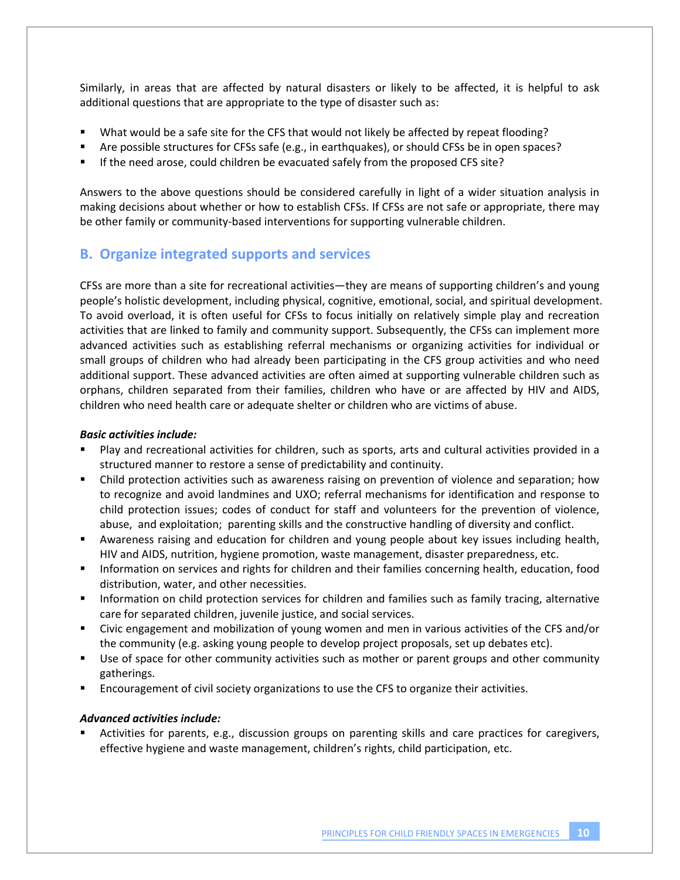Similarly, in areas that are affected by natural disasters or likely to be affected, it is helpful to ask additional questions that are appropriate to the type of disaster such as:

- What would be a safe site for the CFS that would not likely be affected by repeat flooding?
- Are possible structures for CFSs safe (e.g., in earthquakes), or should CFSs be in open spaces?
- If the need arose, could children be evacuated safely from the proposed CFS site?

Answers to the above questions should be considered carefully in light of a wider situation analysis in making decisions about whether or how to establish CFSs. If CFSs are not safe or appropriate, there may be other family or community-based interventions for supporting vulnerable children.

## B. Organize integrated supports and services

CFSs are more than a site for recreational activities—they are means of supporting children's and young people's holistic development, including physical, cognitive, emotional, social, and spiritual development. To avoid overload, it is often useful for CFSs to focus initially on relatively simple play and recreation activities that are linked to family and community support. Subsequently, the CFSs can implement more advanced activities such as establishing referral mechanisms or organizing activities for individual or small groups of children who had already been participating in the CFS group activities and who need additional support. These advanced activities are often aimed at supporting vulnerable children such as orphans, children separated from their families, children who have or are affected by HIV and AIDS, children who need health care or adequate shelter or children who are victims of abuse.

***Basic activities include:***

- Play and recreational activities for children, such as sports, arts and cultural activities provided in a structured manner to restore a sense of predictability and continuity.
- Child protection activities such as awareness raising on prevention of violence and separation; how to recognize and avoid landmines and UXO; referral mechanisms for identification and response to child protection issues; codes of conduct for staff and volunteers for the prevention of violence, abuse, and exploitation; parenting skills and the constructive handling of diversity and conflict.
- Awareness raising and education for children and young people about key issues including health, HIV and AIDS, nutrition, hygiene promotion, waste management, disaster preparedness, etc.
- Information on services and rights for children and their families concerning health, education, food distribution, water, and other necessities.
- Information on child protection services for children and families such as family tracing, alternative care for separated children, juvenile justice, and social services.
- Civic engagement and mobilization of young women and men in various activities of the CFS and/or the community (e.g. asking young people to develop project proposals, set up debates etc).
- Use of space for other community activities such as mother or parent groups and other community gatherings.
- Encouragement of civil society organizations to use the CFS to organize their activities.

***Advanced activities include:***

- Activities for parents, e.g., discussion groups on parenting skills and care practices for caregivers, effective hygiene and waste management, children's rights, child participation, etc.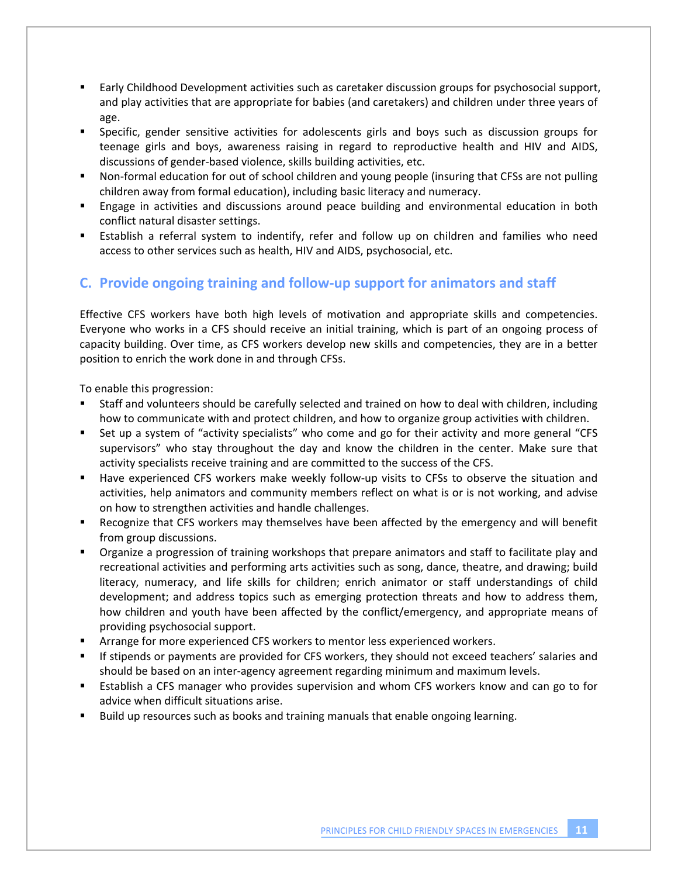- Early Childhood Development activities such as caretaker discussion groups for psychosocial support, and play activities that are appropriate for babies (and caretakers) and children under three years of age.
- Specific, gender sensitive activities for adolescents girls and boys such as discussion groups for teenage girls and boys, awareness raising in regard to reproductive health and HIV and AIDS, discussions of gender-based violence, skills building activities, etc.
- Non-formal education for out of school children and young people (insuring that CFSs are not pulling children away from formal education), including basic literacy and numeracy.
- Engage in activities and discussions around peace building and environmental education in both conflict natural disaster settings.
- Establish a referral system to indentify, refer and follow up on children and families who need access to other services such as health, HIV and AIDS, psychosocial, etc.

## C. Provide ongoing training and follow-up support for animators and staff

Effective CFS workers have both high levels of motivation and appropriate skills and competencies. Everyone who works in a CFS should receive an initial training, which is part of an ongoing process of capacity building. Over time, as CFS workers develop new skills and competencies, they are in a better position to enrich the work done in and through CFSs.

To enable this progression:

- Staff and volunteers should be carefully selected and trained on how to deal with children, including how to communicate with and protect children, and how to organize group activities with children.
- Set up a system of "activity specialists" who come and go for their activity and more general "CFS supervisors" who stay throughout the day and know the children in the center. Make sure that activity specialists receive training and are committed to the success of the CFS.
- Have experienced CFS workers make weekly follow-up visits to CFSs to observe the situation and activities, help animators and community members reflect on what is or is not working, and advise on how to strengthen activities and handle challenges.
- Recognize that CFS workers may themselves have been affected by the emergency and will benefit from group discussions.
- Organize a progression of training workshops that prepare animators and staff to facilitate play and recreational activities and performing arts activities such as song, dance, theatre, and drawing; build literacy, numeracy, and life skills for children; enrich animator or staff understandings of child development; and address topics such as emerging protection threats and how to address them, how children and youth have been affected by the conflict/emergency, and appropriate means of providing psychosocial support.
- Arrange for more experienced CFS workers to mentor less experienced workers.
- If stipends or payments are provided for CFS workers, they should not exceed teachers' salaries and should be based on an inter-agency agreement regarding minimum and maximum levels.
- Establish a CFS manager who provides supervision and whom CFS workers know and can go to for advice when difficult situations arise.
- Build up resources such as books and training manuals that enable ongoing learning.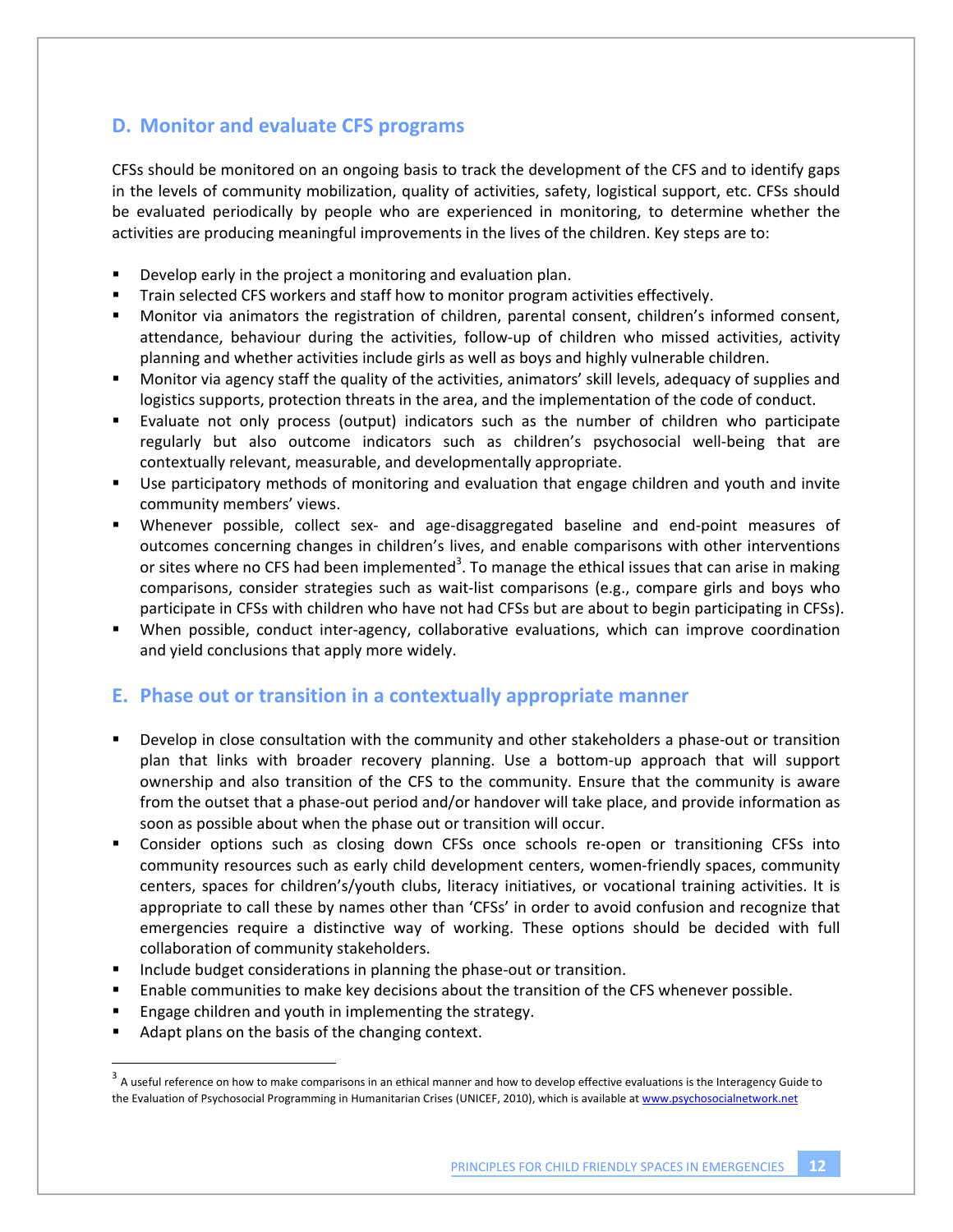## D. Monitor and evaluate CFS programs

CFSs should be monitored on an ongoing basis to track the development of the CFS and to identify gaps in the levels of community mobilization, quality of activities, safety, logistical support, etc. CFSs should be evaluated periodically by people who are experienced in monitoring, to determine whether the activities are producing meaningful improvements in the lives of the children. Key steps are to:

- Develop early in the project a monitoring and evaluation plan.
- Train selected CFS workers and staff how to monitor program activities effectively.
- Monitor via animators the registration of children, parental consent, children's informed consent, attendance, behaviour during the activities, follow-up of children who missed activities, activity planning and whether activities include girls as well as boys and highly vulnerable children.
- Monitor via agency staff the quality of the activities, animators' skill levels, adequacy of supplies and logistics supports, protection threats in the area, and the implementation of the code of conduct.
- Evaluate not only process (output) indicators such as the number of children who participate regularly but also outcome indicators such as children's psychosocial well-being that are contextually relevant, measurable, and developmentally appropriate.
- Use participatory methods of monitoring and evaluation that engage children and youth and invite community members' views.
- Whenever possible, collect sex- and age-disaggregated baseline and end-point measures of outcomes concerning changes in children's lives, and enable comparisons with other interventions or sites where no CFS had been implemented[3]. To manage the ethical issues that can arise in making comparisons, consider strategies such as wait-list comparisons (e.g., compare girls and boys who participate in CFSs with children who have not had CFSs but are about to begin participating in CFSs).
- When possible, conduct inter-agency, collaborative evaluations, which can improve coordination and yield conclusions that apply more widely.

## E. Phase out or transition in a contextually appropriate manner

- Develop in close consultation with the community and other stakeholders a phase-out or transition plan that links with broader recovery planning. Use a bottom-up approach that will support ownership and also transition of the CFS to the community. Ensure that the community is aware from the outset that a phase-out period and/or handover will take place, and provide information as soon as possible about when the phase out or transition will occur.
- Consider options such as closing down CFSs once schools re-open or transitioning CFSs into community resources such as early child development centers, women-friendly spaces, community centers, spaces for children's/youth clubs, literacy initiatives, or vocational training activities. It is appropriate to call these by names other than 'CFSs' in order to avoid confusion and recognize that emergencies require a distinctive way of working. These options should be decided with full collaboration of community stakeholders.
- Include budget considerations in planning the phase-out or transition.
- Enable communities to make key decisions about the transition of the CFS whenever possible.
- Engage children and youth in implementing the strategy.
- Adapt plans on the basis of the changing context.

---

[3] A useful reference on how to make comparisons in an ethical manner and how to develop effective evaluations is the Interagency Guide to the Evaluation of Psychosocial Programming in Humanitarian Crises (UNICEF, 2010), which is available at www.psychosocialnetwork.net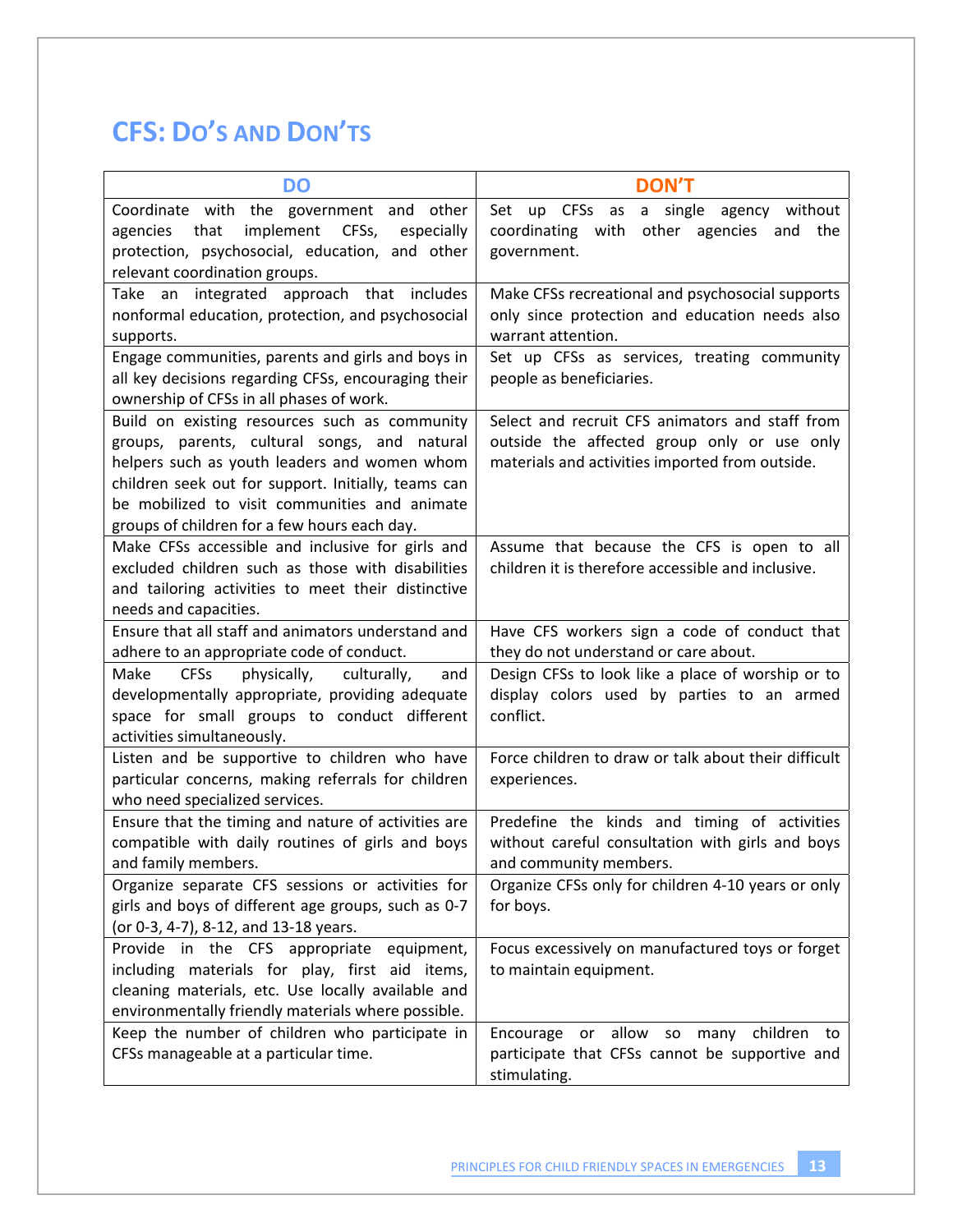## CFS: Do's and Don'ts

| DO | DON'T |
| --- | --- |
| Coordinate with the government and other agencies that implement CFSs, especially protection, psychosocial, education, and other relevant coordination groups. | Set up CFSs as a single agency without coordinating with other agencies and the government. |
| Take an integrated approach that includes nonformal education, protection, and psychosocial supports. | Make CFSs recreational and psychosocial supports only since protection and education needs also warrant attention. |
| Engage communities, parents and girls and boys in all key decisions regarding CFSs, encouraging their ownership of CFSs in all phases of work. | Set up CFSs as services, treating community people as beneficiaries. |
| Build on existing resources such as community groups, parents, cultural songs, and natural helpers such as youth leaders and women whom children seek out for support. Initially, teams can be mobilized to visit communities and animate groups of children for a few hours each day. | Select and recruit CFS animators and staff from outside the affected group only or use only materials and activities imported from outside. |
| Make CFSs accessible and inclusive for girls and excluded children such as those with disabilities and tailoring activities to meet their distinctive needs and capacities. | Assume that because the CFS is open to all children it is therefore accessible and inclusive. |
| Ensure that all staff and animators understand and adhere to an appropriate code of conduct. | Have CFS workers sign a code of conduct that they do not understand or care about. |
| Make CFSs physically, culturally, and developmentally appropriate, providing adequate space for small groups to conduct different activities simultaneously. | Design CFSs to look like a place of worship or to display colors used by parties to an armed conflict. |
| Listen and be supportive to children who have particular concerns, making referrals for children who need specialized services. | Force children to draw or talk about their difficult experiences. |
| Ensure that the timing and nature of activities are compatible with daily routines of girls and boys and family members. | Predefine the kinds and timing of activities without careful consultation with girls and boys and community members. |
| Organize separate CFS sessions or activities for girls and boys of different age groups, such as 0-7 (or 0-3, 4-7), 8-12, and 13-18 years. | Organize CFSs only for children 4-10 years or only for boys. |
| Provide in the CFS appropriate equipment, including materials for play, first aid items, cleaning materials, etc. Use locally available and environmentally friendly materials where possible. | Focus excessively on manufactured toys or forget to maintain equipment. |
| Keep the number of children who participate in CFSs manageable at a particular time. | Encourage or allow so many children to participate that CFSs cannot be supportive and stimulating. |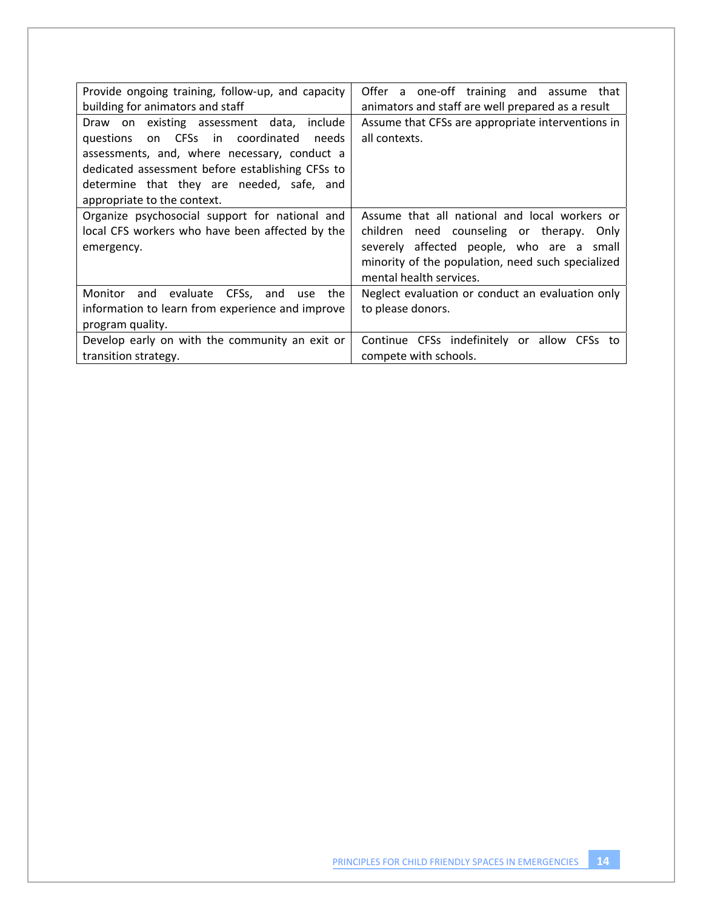| | |
|---|---|
| Provide ongoing training, follow-up, and capacity building for animators and staff | Offer a one-off training and assume that animators and staff are well prepared as a result |
| Draw on existing assessment data, include questions on CFSs in coordinated needs assessments, and, where necessary, conduct a dedicated assessment before establishing CFSs to determine that they are needed, safe, and appropriate to the context. | Assume that CFSs are appropriate interventions in all contexts. |
| Organize psychosocial support for national and local CFS workers who have been affected by the emergency. | Assume that all national and local workers or children need counseling or therapy. Only severely affected people, who are a small minority of the population, need such specialized mental health services. |
| Monitor and evaluate CFSs, and use the information to learn from experience and improve program quality. | Neglect evaluation or conduct an evaluation only to please donors. |
| Develop early on with the community an exit or transition strategy. | Continue CFSs indefinitely or allow CFSs to compete with schools. |